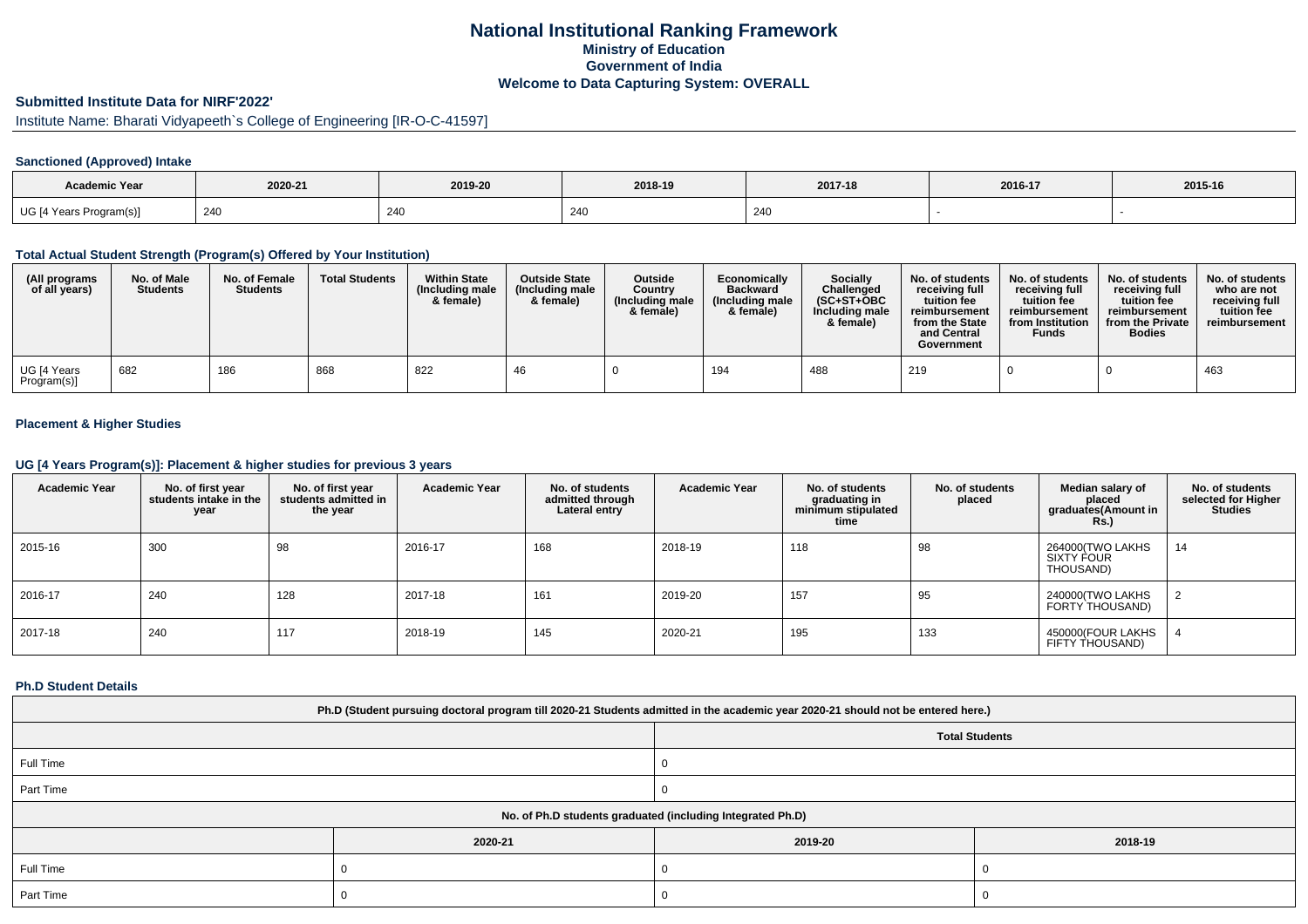# National Institutional Ranking Framework

## Ministry of Education

## Government of India

## Welcome to Data Capturing System: OVERALL

### Submitted Institute Data for NIRF'2022'

Institute Name: Bharati Vidyapeeth`s College of Engineering [IR-O-C-41597]

#### Sanctioned (Approved) Intake

| Academic Year | 2020-21 | 2019-20 | 2018-19 | 2017-18 | 2016-17 | 2015-16 |
|---|---|---|---|---|---|---|
| UG [4 Years Program(s)] | 240 | 240 | 240 | 240 | - | - |

#### Total Actual Student Strength (Program(s) Offered by Your Institution)

| (All programs of all years) | No. of Male Students | No. of Female Students | Total Students | Within State (Including male & female) | Outside State (Including male & female) | Outside Country (Including male & female) | Economically Backward (Including male & female) | Socially Challenged (SC+ST+OBC Including male & female) | No. of students receiving full tuition fee reimbursement from the State and Central Government | No. of students receiving full tuition fee reimbursement from Institution Funds | No. of students receiving full tuition fee reimbursement from the Private Bodies | No. of students who are not receiving full tuition fee reimbursement |
|---|---|---|---|---|---|---|---|---|---|---|---|---|
| UG [4 Years Program(s)] | 682 | 186 | 868 | 822 | 46 | 0 | 194 | 488 | 219 | 0 | 0 | 463 |

#### Placement & Higher Studies

#### UG [4 Years Program(s)]: Placement & higher studies for previous 3 years

| Academic Year | No. of first year students intake in the year | No. of first year students admitted in the year | Academic Year | No. of students admitted through Lateral entry | Academic Year | No. of students graduating in minimum stipulated time | No. of students placed | Median salary of placed graduates(Amount in Rs.) | No. of students selected for Higher Studies |
|---|---|---|---|---|---|---|---|---|---|
| 2015-16 | 300 | 98 | 2016-17 | 168 | 2018-19 | 118 | 98 | 264000(TWO LAKHS SIXTY FOUR THOUSAND) | 14 |
| 2016-17 | 240 | 128 | 2017-18 | 161 | 2019-20 | 157 | 95 | 240000(TWO LAKHS FORTY THOUSAND) | 2 |
| 2017-18 | 240 | 117 | 2018-19 | 145 | 2020-21 | 195 | 133 | 450000(FOUR LAKHS FIFTY THOUSAND) | 4 |

#### Ph.D Student Details

| Ph.D (Student pursuing doctoral program till 2020-21 Students admitted in the academic year 2020-21 should not be entered here.) | |
|---|---|
| | Total Students |
| Full Time | 0 |
| Part Time | 0 |

| No. of Ph.D students graduated (including Integrated Ph.D) | | | |
|---|---|---|---|
| | 2020-21 | 2019-20 | 2018-19 |
| Full Time | 0 | 0 | 0 |
| Part Time | 0 | 0 | 0 |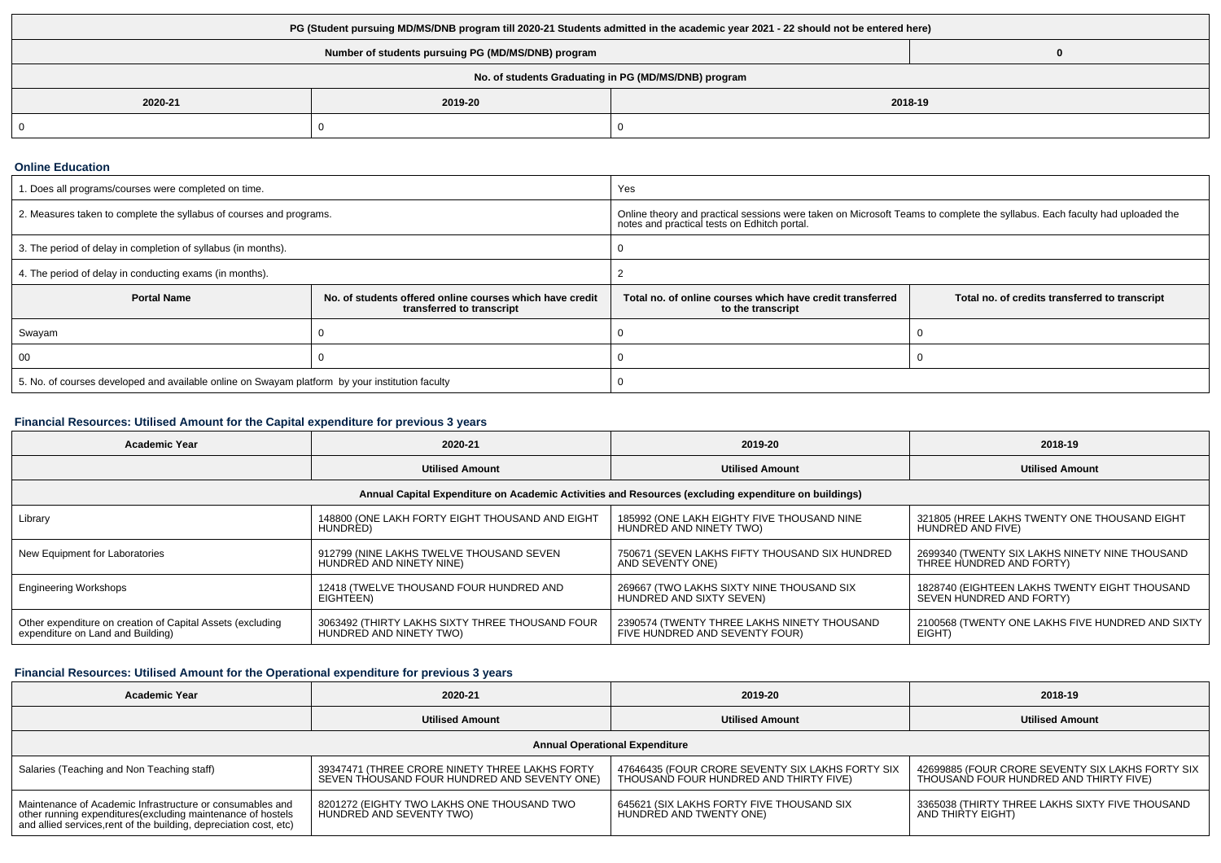| PG (Student pursuing MD/MS/DNB program till 2020-21 Students admitted in the academic year 2021 - 22 should not be entered here) | | |
|---|---|---|
| Number of students pursuing PG (MD/MS/DNB) program | | 0 |
| No. of students Graduating in PG (MD/MS/DNB) program | | |
| 2020-21 | 2019-20 | 2018-19 |
| 0 | 0 | 0 |

## Online Education

| 1. Does all programs/courses were completed on time. | | Yes | |
|---|---|---|---|
| 2. Measures taken to complete the syllabus of courses and programs. | | Online theory and practical sessions were taken on Microsoft Teams to complete the syllabus. Each faculty had uploaded the notes and practical tests on Edhitch portal. | |
| 3. The period of delay in completion of syllabus (in months). | | 0 | |
| 4. The period of delay in conducting exams (in months). | | 2 | |
| **Portal Name** | **No. of students offered online courses which have credit transferred to transcript** | **Total no. of online courses which have credit transferred to the transcript** | **Total no. of credits transferred to transcript** |
| Swayam | 0 | 0 | 0 |
| 00 | 0 | 0 | 0 |
| 5. No. of courses developed and available online on Swayam platform by your institution faculty | | 0 | |

## Financial Resources: Utilised Amount for the Capital expenditure for previous 3 years

| Academic Year | 2020-21 | 2019-20 | 2018-19 |
|---|---|---|---|
| | Utilised Amount | Utilised Amount | Utilised Amount |
| Annual Capital Expenditure on Academic Activities and Resources (excluding expenditure on buildings) | | | |
| Library | 148800 (ONE LAKH FORTY EIGHT THOUSAND AND EIGHT HUNDRED) | 185992 (ONE LAKH EIGHTY FIVE THOUSAND NINE HUNDRED AND NINETY TWO) | 321805 (HREE LAKHS TWENTY ONE THOUSAND EIGHT HUNDRED AND FIVE) |
| New Equipment for Laboratories | 912799 (NINE LAKHS TWELVE THOUSAND SEVEN HUNDRED AND NINETY NINE) | 750671 (SEVEN LAKHS FIFTY THOUSAND SIX HUNDRED AND SEVENTY ONE) | 2699340 (TWENTY SIX LAKHS NINETY NINE THOUSAND THREE HUNDRED AND FORTY) |
| Engineering Workshops | 12418 (TWELVE THOUSAND FOUR HUNDRED AND EIGHTEEN) | 269667 (TWO LAKHS SIXTY NINE THOUSAND SIX HUNDRED AND SIXTY SEVEN) | 1828740 (EIGHTEEN LAKHS TWENTY EIGHT THOUSAND SEVEN HUNDRED AND FORTY) |
| Other expenditure on creation of Capital Assets (excluding expenditure on Land and Building) | 3063492 (THIRTY LAKHS SIXTY THREE THOUSAND FOUR HUNDRED AND NINETY TWO) | 2390574 (TWENTY THREE LAKHS NINETY THOUSAND FIVE HUNDRED AND SEVENTY FOUR) | 2100568 (TWENTY ONE LAKHS FIVE HUNDRED AND SIXTY EIGHT) |

## Financial Resources: Utilised Amount for the Operational expenditure for previous 3 years

| Academic Year | 2020-21 | 2019-20 | 2018-19 |
|---|---|---|---|
| | Utilised Amount | Utilised Amount | Utilised Amount |
| Annual Operational Expenditure | | | |
| Salaries (Teaching and Non Teaching staff) | 39347471 (THREE CRORE NINETY THREE LAKHS FORTY SEVEN THOUSAND FOUR HUNDRED AND SEVENTY ONE) | 47646435 (FOUR CRORE SEVENTY SIX LAKHS FORTY SIX THOUSAND FOUR HUNDRED AND THIRTY FIVE) | 42699885 (FOUR CRORE SEVENTY SIX LAKHS FORTY SIX THOUSAND FOUR HUNDRED AND THIRTY FIVE) |
| Maintenance of Academic Infrastructure or consumables and other running expenditures(excluding maintenance of hostels and allied services,rent of the building, depreciation cost, etc) | 8201272 (EIGHTY TWO LAKHS ONE THOUSAND TWO HUNDRED AND SEVENTY TWO) | 645621 (SIX LAKHS FORTY FIVE THOUSAND SIX HUNDRED AND TWENTY ONE) | 3365038 (THIRTY THREE LAKHS SIXTY FIVE THOUSAND AND THIRTY EIGHT) |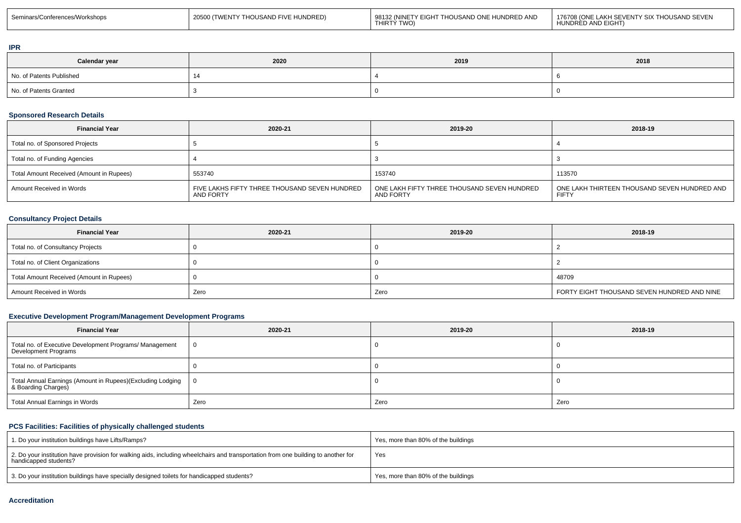| Seminars/Conferences/Workshops | 20500 (TWENTY THOUSAND FIVE HUNDRED) | 98132 (NINETY EIGHT THOUSAND ONE HUNDRED AND THIRTY TWO) | 176708 (ONE LAKH SEVENTY SIX THOUSAND SEVEN HUNDRED AND EIGHT) |
|---|---|---|---|

### IPR

| Calendar year | 2020 | 2019 | 2018 |
|---|---|---|---|
| No. of Patents Published | 14 | 4 | 6 |
| No. of Patents Granted | 3 | 0 | 0 |

### Sponsored Research Details

| Financial Year | 2020-21 | 2019-20 | 2018-19 |
|---|---|---|---|
| Total no. of Sponsored Projects | 5 | 5 | 4 |
| Total no. of Funding Agencies | 4 | 3 | 3 |
| Total Amount Received (Amount in Rupees) | 553740 | 153740 | 113570 |
| Amount Received in Words | FIVE LAKHS FIFTY THREE THOUSAND SEVEN HUNDRED AND FORTY | ONE LAKH FIFTY THREE THOUSAND SEVEN HUNDRED AND FORTY | ONE LAKH THIRTEEN THOUSAND SEVEN HUNDRED AND FIFTY |

### Consultancy Project Details

| Financial Year | 2020-21 | 2019-20 | 2018-19 |
|---|---|---|---|
| Total no. of Consultancy Projects | 0 | 0 | 2 |
| Total no. of Client Organizations | 0 | 0 | 2 |
| Total Amount Received (Amount in Rupees) | 0 | 0 | 48709 |
| Amount Received in Words | Zero | Zero | FORTY EIGHT THOUSAND SEVEN HUNDRED AND NINE |

### Executive Development Program/Management Development Programs

| Financial Year | 2020-21 | 2019-20 | 2018-19 |
|---|---|---|---|
| Total no. of Executive Development Programs/ Management Development Programs | 0 | 0 | 0 |
| Total no. of Participants | 0 | 0 | 0 |
| Total Annual Earnings (Amount in Rupees)(Excluding Lodging & Boarding Charges) | 0 | 0 | 0 |
| Total Annual Earnings in Words | Zero | Zero | Zero |

### PCS Facilities: Facilities of physically challenged students

| | |
|---|---|
| 1. Do your institution buildings have Lifts/Ramps? | Yes, more than 80% of the buildings |
| 2. Do your institution have provision for walking aids, including wheelchairs and transportation from one building to another for handicapped students? | Yes |
| 3. Do your institution buildings have specially designed toilets for handicapped students? | Yes, more than 80% of the buildings |

### Accreditation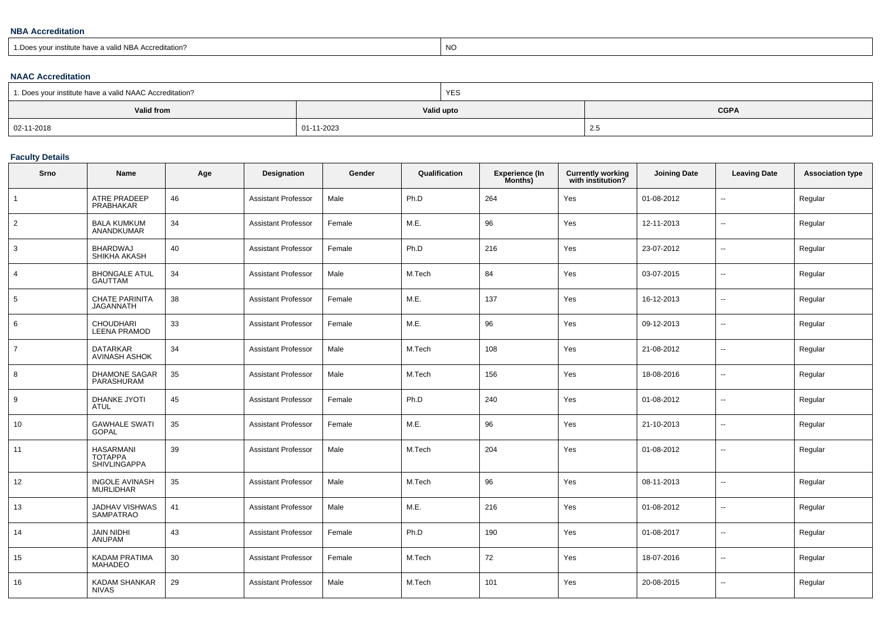### NBA Accreditation

| 1.Does your institute have a valid NBA Accreditation? | NO |
|---|---|

### NAAC Accreditation

| 1. Does your institute have a valid NAAC Accreditation? | | YES |
|---|---|---|
| **Valid from** | **Valid upto** | **CGPA** |
| 02-11-2018 | 01-11-2023 | 2.5 |

### Faculty Details

| Srno | Name | Age | Designation | Gender | Qualification | Experience (In Months) | Currently working with institution? | Joining Date | Leaving Date | Association type |
|---|---|---|---|---|---|---|---|---|---|---|
| 1 | ATRE PRADEEP PRABHAKAR | 46 | Assistant Professor | Male | Ph.D | 264 | Yes | 01-08-2012 | -- | Regular |
| 2 | BALA KUMKUM ANANDKUMAR | 34 | Assistant Professor | Female | M.E. | 96 | Yes | 12-11-2013 | -- | Regular |
| 3 | BHARDWAJ SHIKHA AKASH | 40 | Assistant Professor | Female | Ph.D | 216 | Yes | 23-07-2012 | -- | Regular |
| 4 | BHONGALE ATUL GAUTTAM | 34 | Assistant Professor | Male | M.Tech | 84 | Yes | 03-07-2015 | -- | Regular |
| 5 | CHATE PARINITA JAGANNATH | 38 | Assistant Professor | Female | M.E. | 137 | Yes | 16-12-2013 | -- | Regular |
| 6 | CHOUDHARI LEENA PRAMOD | 33 | Assistant Professor | Female | M.E. | 96 | Yes | 09-12-2013 | -- | Regular |
| 7 | DATARKAR AVINASH ASHOK | 34 | Assistant Professor | Male | M.Tech | 108 | Yes | 21-08-2012 | -- | Regular |
| 8 | DHAMONE SAGAR PARASHURAM | 35 | Assistant Professor | Male | M.Tech | 156 | Yes | 18-08-2016 | -- | Regular |
| 9 | DHANKE JYOTI ATUL | 45 | Assistant Professor | Female | Ph.D | 240 | Yes | 01-08-2012 | -- | Regular |
| 10 | GAWHALE SWATI GOPAL | 35 | Assistant Professor | Female | M.E. | 96 | Yes | 21-10-2013 | -- | Regular |
| 11 | HASARMANI TOTAPPA SHIVLINGAPPA | 39 | Assistant Professor | Male | M.Tech | 204 | Yes | 01-08-2012 | -- | Regular |
| 12 | INGOLE AVINASH MURLIDHAR | 35 | Assistant Professor | Male | M.Tech | 96 | Yes | 08-11-2013 | -- | Regular |
| 13 | JADHAV VISHWAS SAMPATRAO | 41 | Assistant Professor | Male | M.E. | 216 | Yes | 01-08-2012 | -- | Regular |
| 14 | JAIN NIDHI ANUPAM | 43 | Assistant Professor | Female | Ph.D | 190 | Yes | 01-08-2017 | -- | Regular |
| 15 | KADAM PRATIMA MAHADEO | 30 | Assistant Professor | Female | M.Tech | 72 | Yes | 18-07-2016 | -- | Regular |
| 16 | KADAM SHANKAR NIVAS | 29 | Assistant Professor | Male | M.Tech | 101 | Yes | 20-08-2015 | -- | Regular |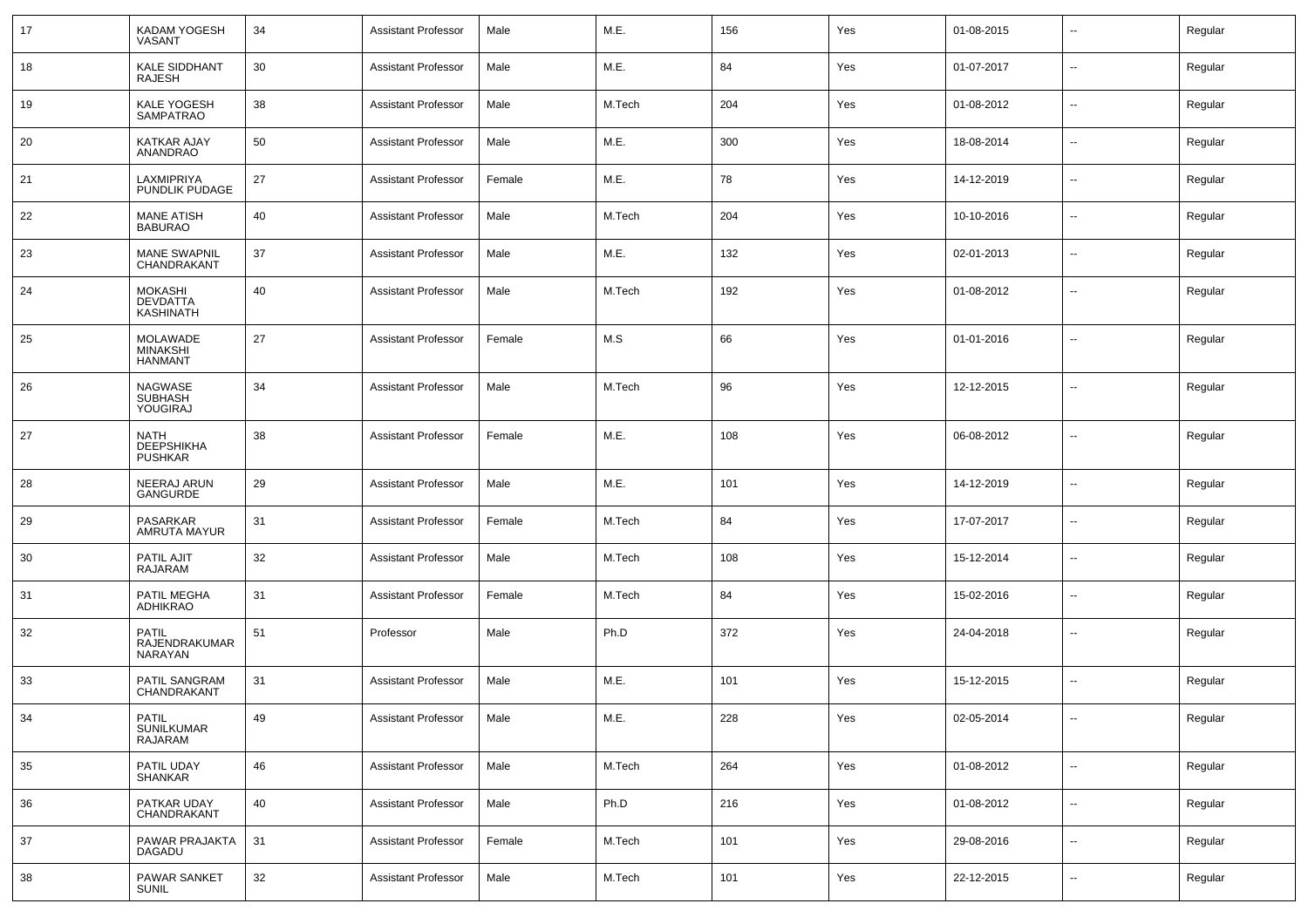| 17 | KADAM YOGESH VASANT | 34 | Assistant Professor | Male | M.E. | 156 | Yes | 01-08-2015 | -- | Regular |
|---|---|---|---|---|---|---|---|---|---|---|
| 18 | KALE SIDDHANT RAJESH | 30 | Assistant Professor | Male | M.E. | 84 | Yes | 01-07-2017 | -- | Regular |
| 19 | KALE YOGESH SAMPATRAO | 38 | Assistant Professor | Male | M.Tech | 204 | Yes | 01-08-2012 | -- | Regular |
| 20 | KATKAR AJAY ANANDRAO | 50 | Assistant Professor | Male | M.E. | 300 | Yes | 18-08-2014 | -- | Regular |
| 21 | LAXMIPRIYA PUNDLIK PUDAGE | 27 | Assistant Professor | Female | M.E. | 78 | Yes | 14-12-2019 | -- | Regular |
| 22 | MANE ATISH BABURAO | 40 | Assistant Professor | Male | M.Tech | 204 | Yes | 10-10-2016 | -- | Regular |
| 23 | MANE SWAPNIL CHANDRAKANT | 37 | Assistant Professor | Male | M.E. | 132 | Yes | 02-01-2013 | -- | Regular |
| 24 | MOKASHI DEVDATTA KASHINATH | 40 | Assistant Professor | Male | M.Tech | 192 | Yes | 01-08-2012 | -- | Regular |
| 25 | MOLAWADE MINAKSHI HANMANT | 27 | Assistant Professor | Female | M.S | 66 | Yes | 01-01-2016 | -- | Regular |
| 26 | NAGWASE SUBHASH YOUGIRAJ | 34 | Assistant Professor | Male | M.Tech | 96 | Yes | 12-12-2015 | -- | Regular |
| 27 | NATH DEEPSHIKHA PUSHKAR | 38 | Assistant Professor | Female | M.E. | 108 | Yes | 06-08-2012 | -- | Regular |
| 28 | NEERAJ ARUN GANGURDE | 29 | Assistant Professor | Male | M.E. | 101 | Yes | 14-12-2019 | -- | Regular |
| 29 | PASARKAR AMRUTA MAYUR | 31 | Assistant Professor | Female | M.Tech | 84 | Yes | 17-07-2017 | -- | Regular |
| 30 | PATIL AJIT RAJARAM | 32 | Assistant Professor | Male | M.Tech | 108 | Yes | 15-12-2014 | -- | Regular |
| 31 | PATIL MEGHA ADHIKRAO | 31 | Assistant Professor | Female | M.Tech | 84 | Yes | 15-02-2016 | -- | Regular |
| 32 | PATIL RAJENDRAKUMAR NARAYAN | 51 | Professor | Male | Ph.D | 372 | Yes | 24-04-2018 | -- | Regular |
| 33 | PATIL SANGRAM CHANDRAKANT | 31 | Assistant Professor | Male | M.E. | 101 | Yes | 15-12-2015 | -- | Regular |
| 34 | PATIL SUNILKUMAR RAJARAM | 49 | Assistant Professor | Male | M.E. | 228 | Yes | 02-05-2014 | -- | Regular |
| 35 | PATIL UDAY SHANKAR | 46 | Assistant Professor | Male | M.Tech | 264 | Yes | 01-08-2012 | -- | Regular |
| 36 | PATKAR UDAY CHANDRAKANT | 40 | Assistant Professor | Male | Ph.D | 216 | Yes | 01-08-2012 | -- | Regular |
| 37 | PAWAR PRAJAKTA DAGADU | 31 | Assistant Professor | Female | M.Tech | 101 | Yes | 29-08-2016 | -- | Regular |
| 38 | PAWAR SANKET SUNIL | 32 | Assistant Professor | Male | M.Tech | 101 | Yes | 22-12-2015 | -- | Regular |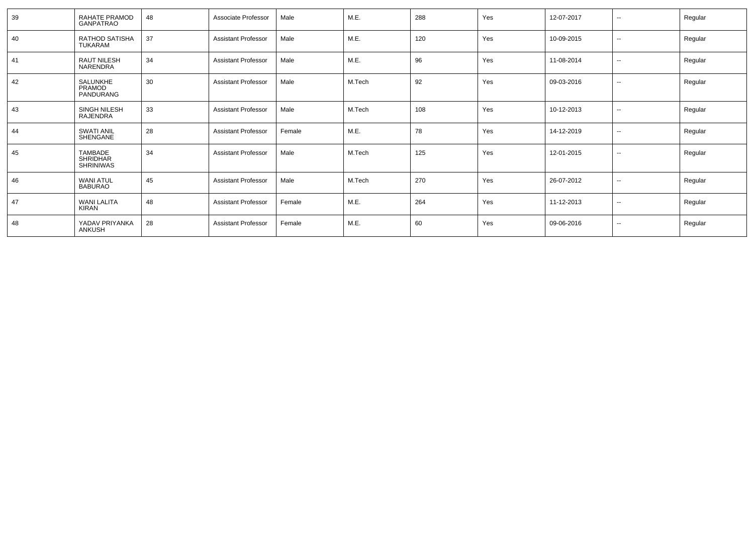| | | | | | | | | | | |
|---|---|---|---|---|---|---|---|---|---|---|
| 39 | RAHATE PRAMOD GANPATRAO | 48 | Associate Professor | Male | M.E. | 288 | Yes | 12-07-2017 | -- | Regular |
| 40 | RATHOD SATISHA TUKARAM | 37 | Assistant Professor | Male | M.E. | 120 | Yes | 10-09-2015 | -- | Regular |
| 41 | RAUT NILESH NARENDRA | 34 | Assistant Professor | Male | M.E. | 96 | Yes | 11-08-2014 | -- | Regular |
| 42 | SALUNKHE PRAMOD PANDURANG | 30 | Assistant Professor | Male | M.Tech | 92 | Yes | 09-03-2016 | -- | Regular |
| 43 | SINGH NILESH RAJENDRA | 33 | Assistant Professor | Male | M.Tech | 108 | Yes | 10-12-2013 | -- | Regular |
| 44 | SWATI ANIL SHENGANE | 28 | Assistant Professor | Female | M.E. | 78 | Yes | 14-12-2019 | -- | Regular |
| 45 | TAMBADE SHRIDHAR SHRINIWAS | 34 | Assistant Professor | Male | M.Tech | 125 | Yes | 12-01-2015 | -- | Regular |
| 46 | WANI ATUL BABURAO | 45 | Assistant Professor | Male | M.Tech | 270 | Yes | 26-07-2012 | -- | Regular |
| 47 | WANI LALITA KIRAN | 48 | Assistant Professor | Female | M.E. | 264 | Yes | 11-12-2013 | -- | Regular |
| 48 | YADAV PRIYANKA ANKUSH | 28 | Assistant Professor | Female | M.E. | 60 | Yes | 09-06-2016 | -- | Regular |